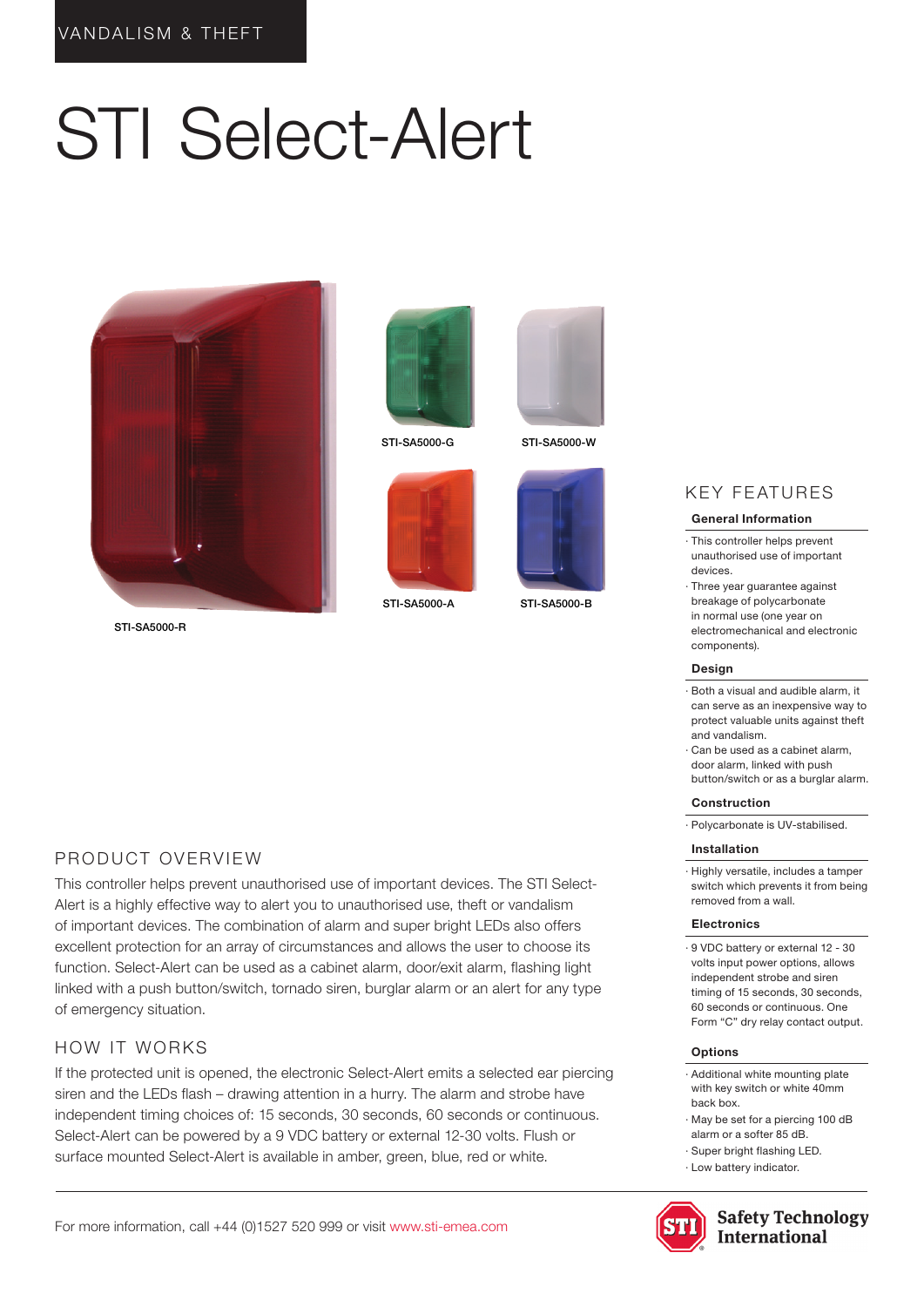VANDALISM & THEFT

# STI Select-Alert

STI-SA5000-R

STI-SA5000-G

STI-SA5000-W

STI-SA5000-A

STI-SA5000-B

## PRODUCT OVERVIEW

This controller helps prevent unauthorised use of important devices. The STI Select-Alert is a highly effective way to alert you to unauthorised use, theft or vandalism of important devices. The combination of alarm and super bright LEDs also offers excellent protection for an array of circumstances and allows the user to choose its function. Select-Alert can be used as a cabinet alarm, door/exit alarm, flashing light linked with a push button/switch, tornado siren, burglar alarm or an alert for any type of emergency situation.

## HOW IT WORKS

If the protected unit is opened, the electronic Select-Alert emits a selected ear piercing siren and the LEDs flash – drawing attention in a hurry. The alarm and strobe have independent timing choices of: 15 seconds, 30 seconds, 60 seconds or continuous. Select-Alert can be powered by a 9 VDC battery or external 12-30 volts. Flush or surface mounted Select-Alert is available in amber, green, blue, red or white.

## KEY FEATURES

### General Information

- This controller helps prevent unauthorised use of important devices.
- Three year guarantee against breakage of polycarbonate in normal use (one year on electromechanical and electronic components).

### Design

- Both a visual and audible alarm, it can serve as an inexpensive way to protect valuable units against theft and vandalism.
- Can be used as a cabinet alarm, door alarm, linked with push button/switch or as a burglar alarm.

### Construction

- Polycarbonate is UV-stabilised.

### Installation

- Highly versatile, includes a tamper switch which prevents it from being removed from a wall.

### Electronics

- 9 VDC battery or external 12 - 30 volts input power options, allows independent strobe and siren timing of 15 seconds, 30 seconds, 60 seconds or continuous. One Form "C" dry relay contact output.

### Options

- Additional white mounting plate with key switch or white 40mm back box.
- May be set for a piercing 100 dB alarm or a softer 85 dB.
- Super bright flashing LED.
- Low battery indicator.

For more information, call +44 (0)1527 520 999 or visit www.sti-emea.com

Safety Technology International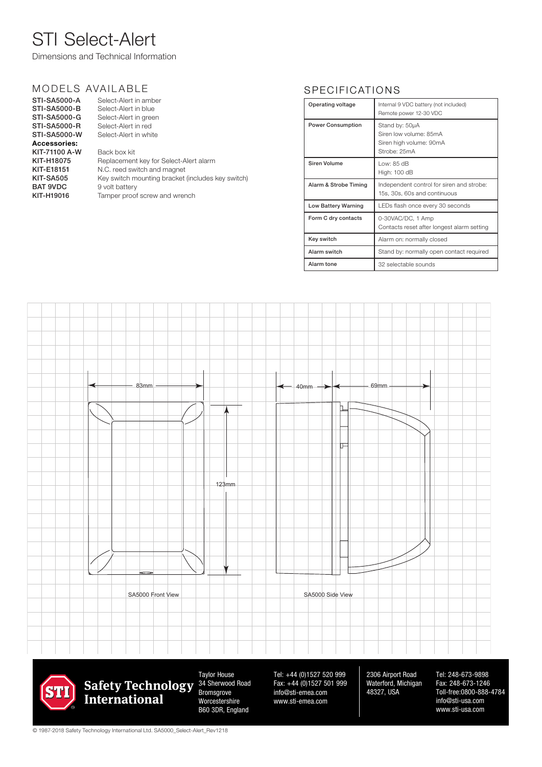# STI Select-Alert

Dimensions and Technical Information

## MODELS AVAILABLE

| | |
|---|---|
| **STI-SA5000-A** | Select-Alert in amber |
| **STI-SA5000-B** | Select-Alert in blue |
| **STI-SA5000-G** | Select-Alert in green |
| **STI-SA5000-R** | Select-Alert in red |
| **STI-SA5000-W** | Select-Alert in white |
| **Accessories:** | |
| **KIT-71100 A-W** | Back box kit |
| **KIT-H18075** | Replacement key for Select-Alert alarm |
| **KIT-E18151** | N.C. reed switch and magnet |
| **KIT-SA505** | Key switch mounting bracket (includes key switch) |
| **BAT 9VDC** | 9 volt battery |
| **KIT-H19016** | Tamper proof screw and wrench |

## SPECIFICATIONS

| | |
|---|---|
| Operating voltage | Internal 9 VDC battery (not included)<br>Remote power 12-30 VDC |
| Power Consumption | Stand by: 50μA<br>Siren low volume: 85mA<br>Siren high volume: 90mA<br>Strobe: 25mA |
| Siren Volume | Low: 85 dB<br>High: 100 dB |
| Alarm & Strobe Timing | Independent control for siren and strobe: 15s, 30s, 60s and continuous |
| Low Battery Warning | LEDs flash once every 30 seconds |
| Form C dry contacts | 0-30VAC/DC, 1 Amp<br>Contacts reset after longest alarm setting |
| Key switch | Alarm on: normally closed |
| Alarm switch | Stand by: normally open contact required |
| Alarm tone | 32 selectable sounds |

83mm

123mm

SA5000 Front View

40mm

69mm

SA5000 Side View

**Safety Technology International**

Taylor House
34 Sherwood Road
Bromsgrove
Worcestershire
B60 3DR, England

Tel: +44 (0)1527 520 999
Fax: +44 (0)1527 501 999
info@sti-emea.com
www.sti-emea.com

2306 Airport Road
Waterford, Michigan
48327, USA

Tel: 248-673-9898
Fax: 248-673-1246
Toll-free:0800-888-4784
info@sti-usa.com
www.sti-usa.com

© 1987-2018 Safety Technology International Ltd. SA5000_Select-Alert_Rev1218